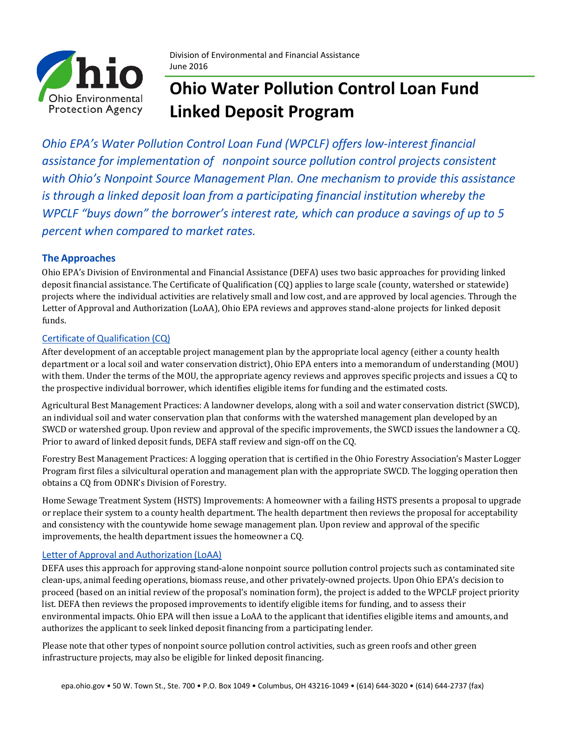Division of Environmental and Financial Assistance
June 2016

# Ohio Water Pollution Control Loan Fund Linked Deposit Program

*Ohio EPA's Water Pollution Control Loan Fund (WPCLF) offers low-interest financial assistance for implementation of nonpoint source pollution control projects consistent with Ohio's Nonpoint Source Management Plan. One mechanism to provide this assistance is through a linked deposit loan from a participating financial institution whereby the WPCLF "buys down" the borrower's interest rate, which can produce a savings of up to 5 percent when compared to market rates.*

## The Approaches

Ohio EPA's Division of Environmental and Financial Assistance (DEFA) uses two basic approaches for providing linked deposit financial assistance. The Certificate of Qualification (CQ) applies to large scale (county, watershed or statewide) projects where the individual activities are relatively small and low cost, and are approved by local agencies. Through the Letter of Approval and Authorization (LoAA), Ohio EPA reviews and approves stand-alone projects for linked deposit funds.

### Certificate of Qualification (CQ)

After development of an acceptable project management plan by the appropriate local agency (either a county health department or a local soil and water conservation district), Ohio EPA enters into a memorandum of understanding (MOU) with them. Under the terms of the MOU, the appropriate agency reviews and approves specific projects and issues a CQ to the prospective individual borrower, which identifies eligible items for funding and the estimated costs.

Agricultural Best Management Practices: A landowner develops, along with a soil and water conservation district (SWCD), an individual soil and water conservation plan that conforms with the watershed management plan developed by an SWCD or watershed group. Upon review and approval of the specific improvements, the SWCD issues the landowner a CQ. Prior to award of linked deposit funds, DEFA staff review and sign-off on the CQ.

Forestry Best Management Practices: A logging operation that is certified in the Ohio Forestry Association's Master Logger Program first files a silvicultural operation and management plan with the appropriate SWCD. The logging operation then obtains a CQ from ODNR's Division of Forestry.

Home Sewage Treatment System (HSTS) Improvements: A homeowner with a failing HSTS presents a proposal to upgrade or replace their system to a county health department. The health department then reviews the proposal for acceptability and consistency with the countywide home sewage management plan. Upon review and approval of the specific improvements, the health department issues the homeowner a CQ.

### Letter of Approval and Authorization (LoAA)

DEFA uses this approach for approving stand-alone nonpoint source pollution control projects such as contaminated site clean-ups, animal feeding operations, biomass reuse, and other privately-owned projects. Upon Ohio EPA's decision to proceed (based on an initial review of the proposal's nomination form), the project is added to the WPCLF project priority list. DEFA then reviews the proposed improvements to identify eligible items for funding, and to assess their environmental impacts. Ohio EPA will then issue a LoAA to the applicant that identifies eligible items and amounts, and authorizes the applicant to seek linked deposit financing from a participating lender.

Please note that other types of nonpoint source pollution control activities, such as green roofs and other green infrastructure projects, may also be eligible for linked deposit financing.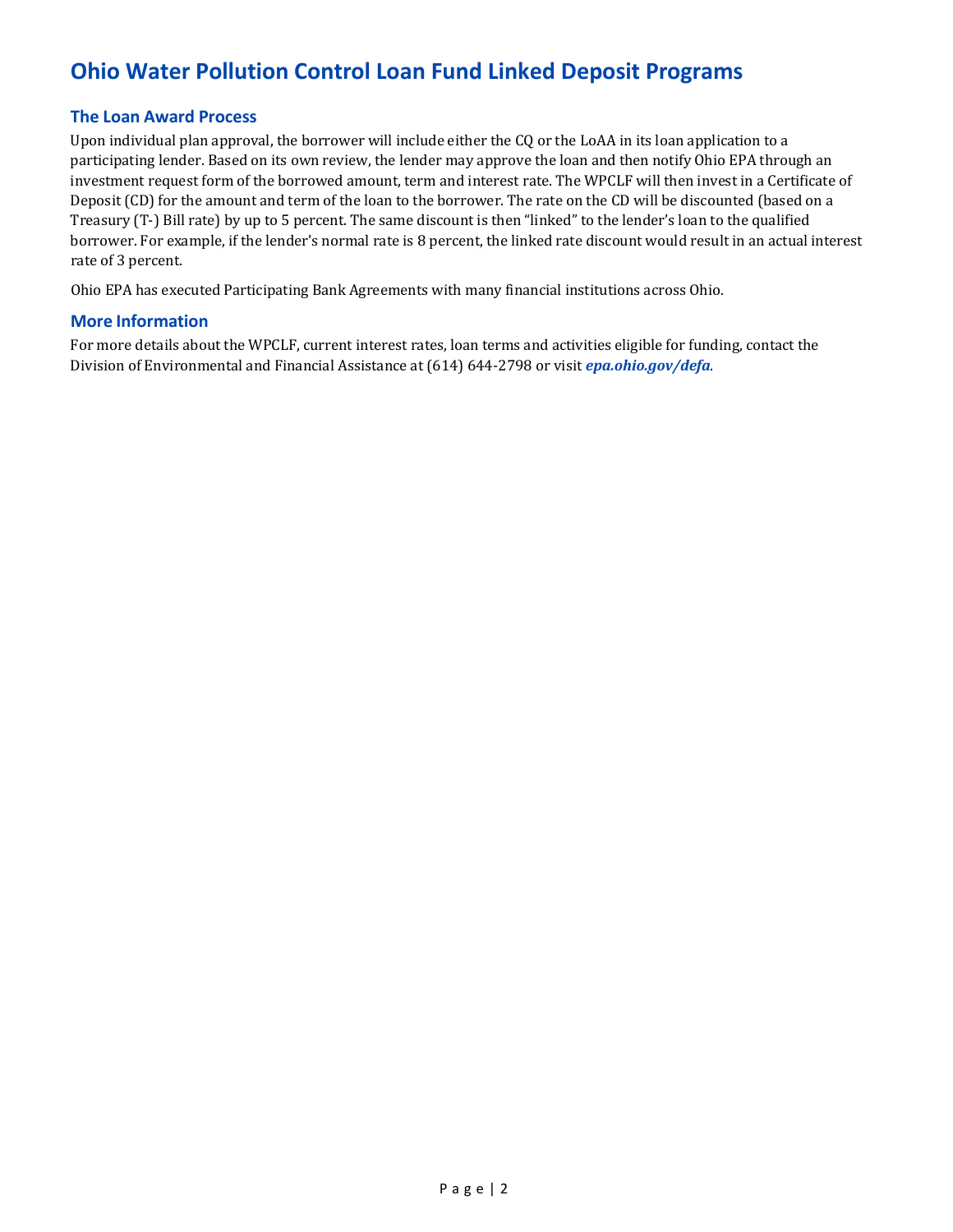# Ohio Water Pollution Control Loan Fund Linked Deposit Programs

## The Loan Award Process

Upon individual plan approval, the borrower will include either the CQ or the LoAA in its loan application to a participating lender. Based on its own review, the lender may approve the loan and then notify Ohio EPA through an investment request form of the borrowed amount, term and interest rate. The WPCLF will then invest in a Certificate of Deposit (CD) for the amount and term of the loan to the borrower. The rate on the CD will be discounted (based on a Treasury (T-) Bill rate) by up to 5 percent. The same discount is then "linked" to the lender's loan to the qualified borrower. For example, if the lender's normal rate is 8 percent, the linked rate discount would result in an actual interest rate of 3 percent.

Ohio EPA has executed Participating Bank Agreements with many financial institutions across Ohio.

## More Information

For more details about the WPCLF, current interest rates, loan terms and activities eligible for funding, contact the Division of Environmental and Financial Assistance at (614) 644-2798 or visit ***epa.ohio.gov/defa***.